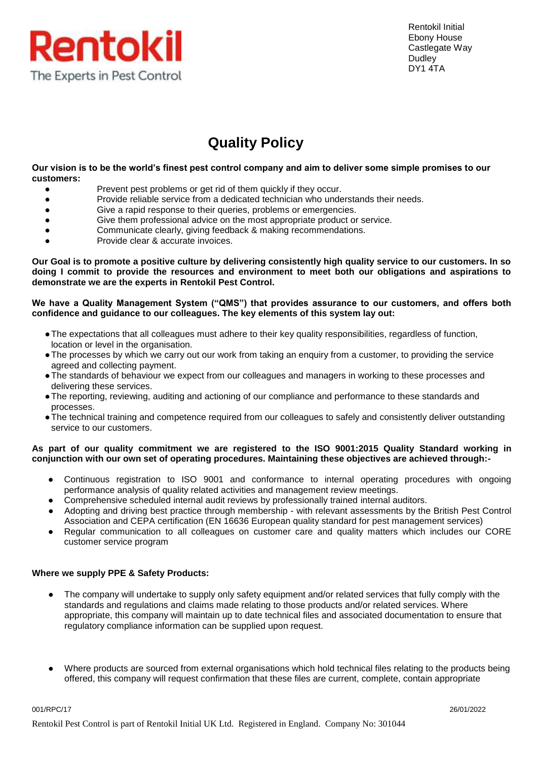Rentokil
The Experts in Pest Control

Rentokil Initial
Ebony House
Castlegate Way
Dudley
DY1 4TA

# Quality Policy

**Our vision is to be the world's finest pest control company and aim to deliver some simple promises to our customers:**

- Prevent pest problems or get rid of them quickly if they occur.
- Provide reliable service from a dedicated technician who understands their needs.
- Give a rapid response to their queries, problems or emergencies.
- Give them professional advice on the most appropriate product or service.
- Communicate clearly, giving feedback & making recommendations.
- Provide clear & accurate invoices.

**Our Goal is to promote a positive culture by delivering consistently high quality service to our customers. In so doing I commit to provide the resources and environment to meet both our obligations and aspirations to demonstrate we are the experts in Rentokil Pest Control.**

**We have a Quality Management System ("QMS") that provides assurance to our customers, and offers both confidence and guidance to our colleagues. The key elements of this system lay out:**

- The expectations that all colleagues must adhere to their key quality responsibilities, regardless of function, location or level in the organisation.
- The processes by which we carry out our work from taking an enquiry from a customer, to providing the service agreed and collecting payment.
- The standards of behaviour we expect from our colleagues and managers in working to these processes and delivering these services.
- The reporting, reviewing, auditing and actioning of our compliance and performance to these standards and processes.
- The technical training and competence required from our colleagues to safely and consistently deliver outstanding service to our customers.

**As part of our quality commitment we are registered to the ISO 9001:2015 Quality Standard working in conjunction with our own set of operating procedures. Maintaining these objectives are achieved through:-**

- Continuous registration to ISO 9001 and conformance to internal operating procedures with ongoing performance analysis of quality related activities and management review meetings.
- Comprehensive scheduled internal audit reviews by professionally trained internal auditors.
- Adopting and driving best practice through membership - with relevant assessments by the British Pest Control Association and CEPA certification (EN 16636 European quality standard for pest management services)
- Regular communication to all colleagues on customer care and quality matters which includes our CORE customer service program

**Where we supply PPE & Safety Products:**

- The company will undertake to supply only safety equipment and/or related services that fully comply with the standards and regulations and claims made relating to those products and/or related services. Where appropriate, this company will maintain up to date technical files and associated documentation to ensure that regulatory compliance information can be supplied upon request.

- Where products are sourced from external organisations which hold technical files relating to the products being offered, this company will request confirmation that these files are current, complete, contain appropriate

001/RPC/17 26/01/2022

Rentokil Pest Control is part of Rentokil Initial UK Ltd. Registered in England. Company No: 301044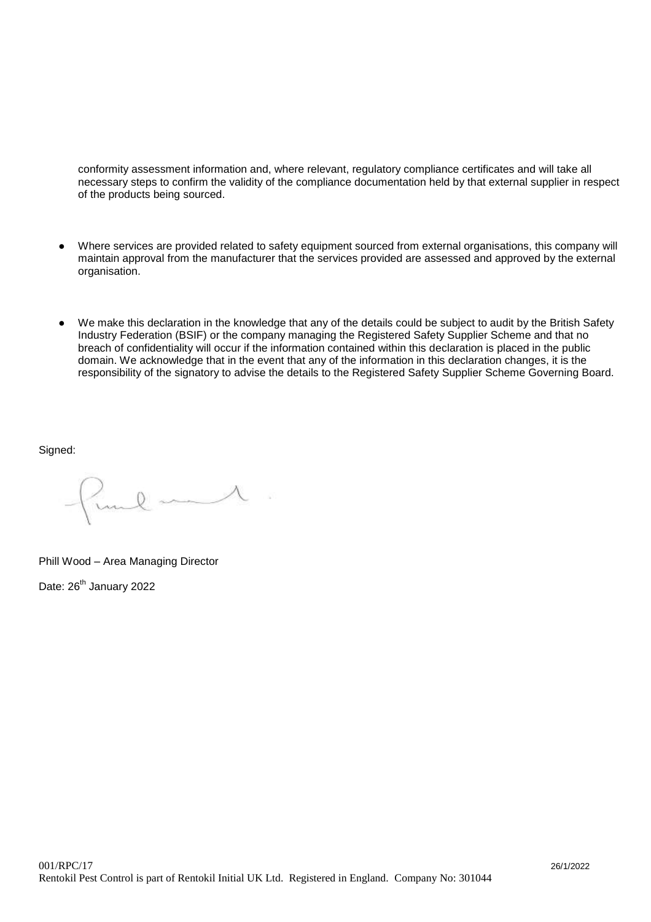conformity assessment information and, where relevant, regulatory compliance certificates and will take all necessary steps to confirm the validity of the compliance documentation held by that external supplier in respect of the products being sourced.

- Where services are provided related to safety equipment sourced from external organisations, this company will maintain approval from the manufacturer that the services provided are assessed and approved by the external organisation.

- We make this declaration in the knowledge that any of the details could be subject to audit by the British Safety Industry Federation (BSIF) or the company managing the Registered Safety Supplier Scheme and that no breach of confidentiality will occur if the information contained within this declaration is placed in the public domain. We acknowledge that in the event that any of the information in this declaration changes, it is the responsibility of the signatory to advise the details to the Registered Safety Supplier Scheme Governing Board.

Signed:

Phill Wood – Area Managing Director

Date: 26th January 2022

001/RPC/17 26/1/2022

Rentokil Pest Control is part of Rentokil Initial UK Ltd. Registered in England. Company No: 301044